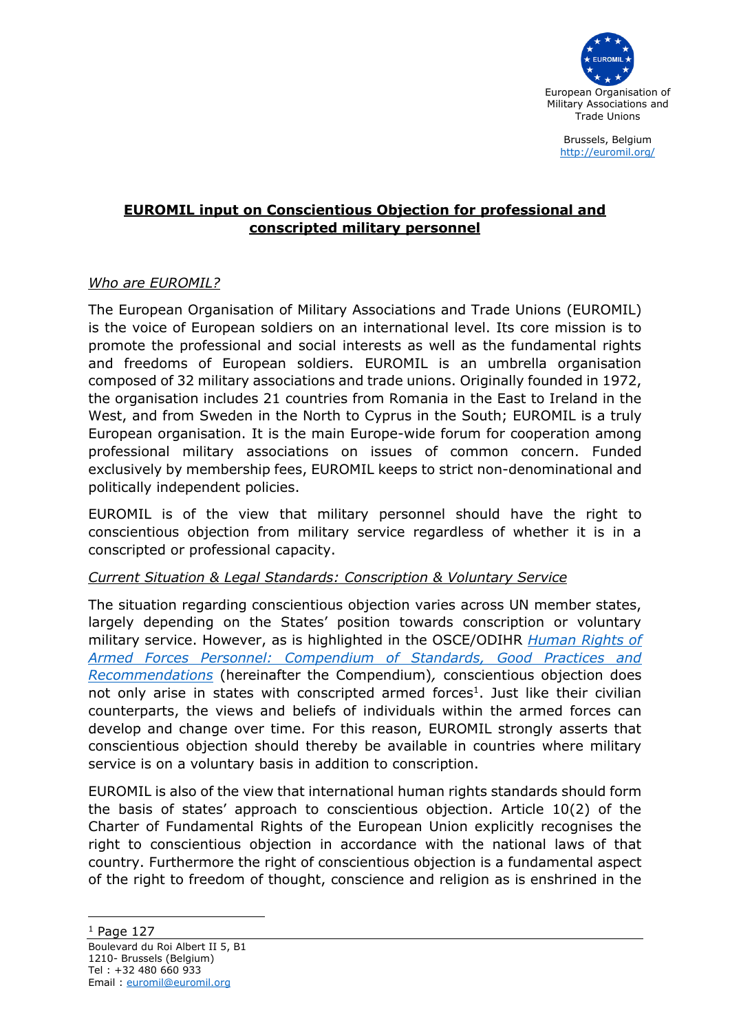European Organisation of Military Associations and Trade Unions

Brussels, Belgium
http://euromil.org/

## EUROMIL input on Conscientious Objection for professional and conscripted military personnel

*Who are EUROMIL?*

The European Organisation of Military Associations and Trade Unions (EUROMIL) is the voice of European soldiers on an international level. Its core mission is to promote the professional and social interests as well as the fundamental rights and freedoms of European soldiers. EUROMIL is an umbrella organisation composed of 32 military associations and trade unions. Originally founded in 1972, the organisation includes 21 countries from Romania in the East to Ireland in the West, and from Sweden in the North to Cyprus in the South; EUROMIL is a truly European organisation. It is the main Europe-wide forum for cooperation among professional military associations on issues of common concern. Funded exclusively by membership fees, EUROMIL keeps to strict non-denominational and politically independent policies.

EUROMIL is of the view that military personnel should have the right to conscientious objection from military service regardless of whether it is in a conscripted or professional capacity.

*Current Situation & Legal Standards: Conscription & Voluntary Service*

The situation regarding conscientious objection varies across UN member states, largely depending on the States' position towards conscription or voluntary military service. However, as is highlighted in the OSCE/ODIHR *Human Rights of Armed Forces Personnel: Compendium of Standards, Good Practices and Recommendations* (hereinafter the Compendium), conscientious objection does not only arise in states with conscripted armed forces[1]. Just like their civilian counterparts, the views and beliefs of individuals within the armed forces can develop and change over time. For this reason, EUROMIL strongly asserts that conscientious objection should thereby be available in countries where military service is on a voluntary basis in addition to conscription.

EUROMIL is also of the view that international human rights standards should form the basis of states' approach to conscientious objection. Article 10(2) of the Charter of Fundamental Rights of the European Union explicitly recognises the right to conscientious objection in accordance with the national laws of that country. Furthermore the right of conscientious objection is a fundamental aspect of the right to freedom of thought, conscience and religion as is enshrined in the

[1] Page 127

Boulevard du Roi Albert II 5, B1
1210- Brussels (Belgium)
Tel : +32 480 660 933
Email : euromil@euromil.org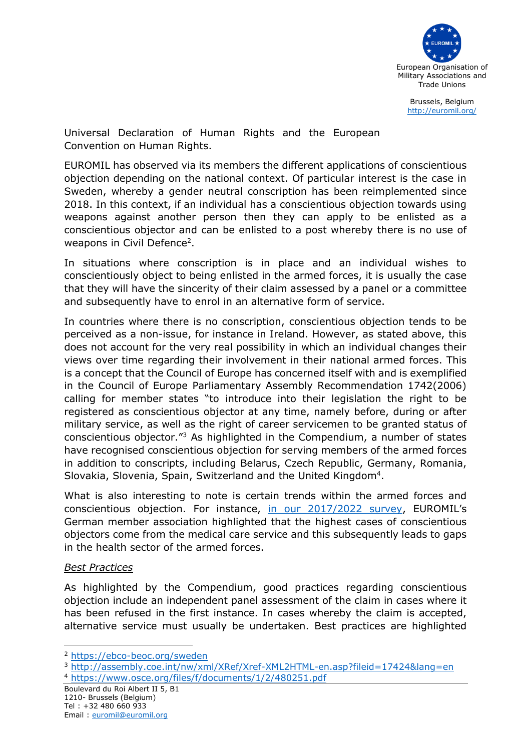Universal Declaration of Human Rights and the European Convention on Human Rights.

EUROMIL has observed via its members the different applications of conscientious objection depending on the national context. Of particular interest is the case in Sweden, whereby a gender neutral conscription has been reimplemented since 2018. In this context, if an individual has a conscientious objection towards using weapons against another person then they can apply to be enlisted as a conscientious objector and can be enlisted to a post whereby there is no use of weapons in Civil Defence[2].

In situations where conscription is in place and an individual wishes to conscientiously object to being enlisted in the armed forces, it is usually the case that they will have the sincerity of their claim assessed by a panel or a committee and subsequently have to enrol in an alternative form of service.

In countries where there is no conscription, conscientious objection tends to be perceived as a non-issue, for instance in Ireland. However, as stated above, this does not account for the very real possibility in which an individual changes their views over time regarding their involvement in their national armed forces. This is a concept that the Council of Europe has concerned itself with and is exemplified in the Council of Europe Parliamentary Assembly Recommendation 1742(2006) calling for member states "to introduce into their legislation the right to be registered as conscientious objector at any time, namely before, during or after military service, as well as the right of career servicemen to be granted status of conscientious objector."[3] As highlighted in the Compendium, a number of states have recognised conscientious objection for serving members of the armed forces in addition to conscripts, including Belarus, Czech Republic, Germany, Romania, Slovakia, Slovenia, Spain, Switzerland and the United Kingdom[4].

What is also interesting to note is certain trends within the armed forces and conscientious objection. For instance, in our 2017/2022 survey, EUROMIL's German member association highlighted that the highest cases of conscientious objectors come from the medical care service and this subsequently leads to gaps in the health sector of the armed forces.

*Best Practices*

As highlighted by the Compendium, good practices regarding conscientious objection include an independent panel assessment of the claim in cases where it has been refused in the first instance. In cases whereby the claim is accepted, alternative service must usually be undertaken. Best practices are highlighted

---

[2] https://ebco-beoc.org/sweden

[3] http://assembly.coe.int/nw/xml/XRef/Xref-XML2HTML-en.asp?fileid=17424&lang=en

[4] https://www.osce.org/files/f/documents/1/2/480251.pdf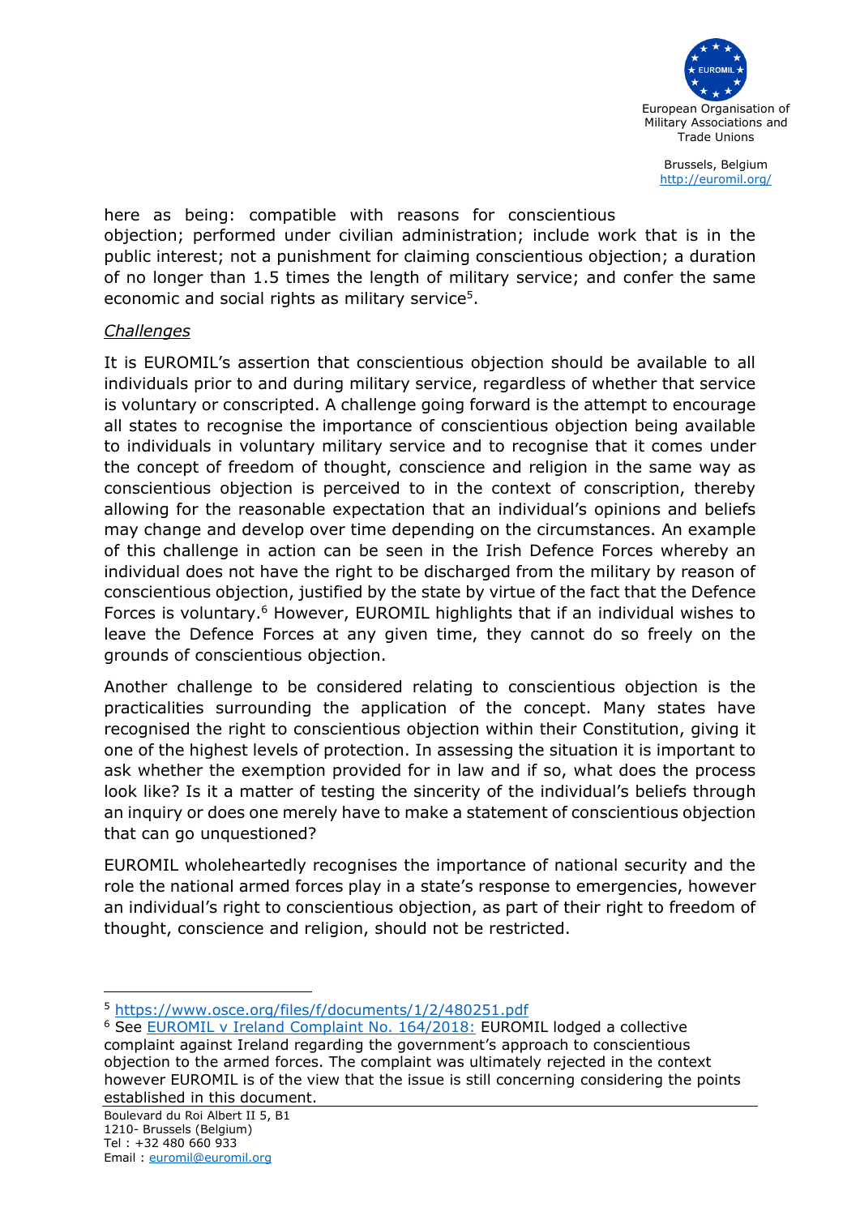here as being: compatible with reasons for conscientious objection; performed under civilian administration; include work that is in the public interest; not a punishment for claiming conscientious objection; a duration of no longer than 1.5 times the length of military service; and confer the same economic and social rights as military service[5].

*Challenges*

It is EUROMIL's assertion that conscientious objection should be available to all individuals prior to and during military service, regardless of whether that service is voluntary or conscripted. A challenge going forward is the attempt to encourage all states to recognise the importance of conscientious objection being available to individuals in voluntary military service and to recognise that it comes under the concept of freedom of thought, conscience and religion in the same way as conscientious objection is perceived to in the context of conscription, thereby allowing for the reasonable expectation that an individual's opinions and beliefs may change and develop over time depending on the circumstances. An example of this challenge in action can be seen in the Irish Defence Forces whereby an individual does not have the right to be discharged from the military by reason of conscientious objection, justified by the state by virtue of the fact that the Defence Forces is voluntary.[6] However, EUROMIL highlights that if an individual wishes to leave the Defence Forces at any given time, they cannot do so freely on the grounds of conscientious objection.

Another challenge to be considered relating to conscientious objection is the practicalities surrounding the application of the concept. Many states have recognised the right to conscientious objection within their Constitution, giving it one of the highest levels of protection. In assessing the situation it is important to ask whether the exemption provided for in law and if so, what does the process look like? Is it a matter of testing the sincerity of the individual's beliefs through an inquiry or does one merely have to make a statement of conscientious objection that can go unquestioned?

EUROMIL wholeheartedly recognises the importance of national security and the role the national armed forces play in a state's response to emergencies, however an individual's right to conscientious objection, as part of their right to freedom of thought, conscience and religion, should not be restricted.

---

[5] https://www.osce.org/files/f/documents/1/2/480251.pdf

[6] See EUROMIL v Ireland Complaint No. 164/2018: EUROMIL lodged a collective complaint against Ireland regarding the government's approach to conscientious objection to the armed forces. The complaint was ultimately rejected in the context however EUROMIL is of the view that the issue is still concerning considering the points established in this document.